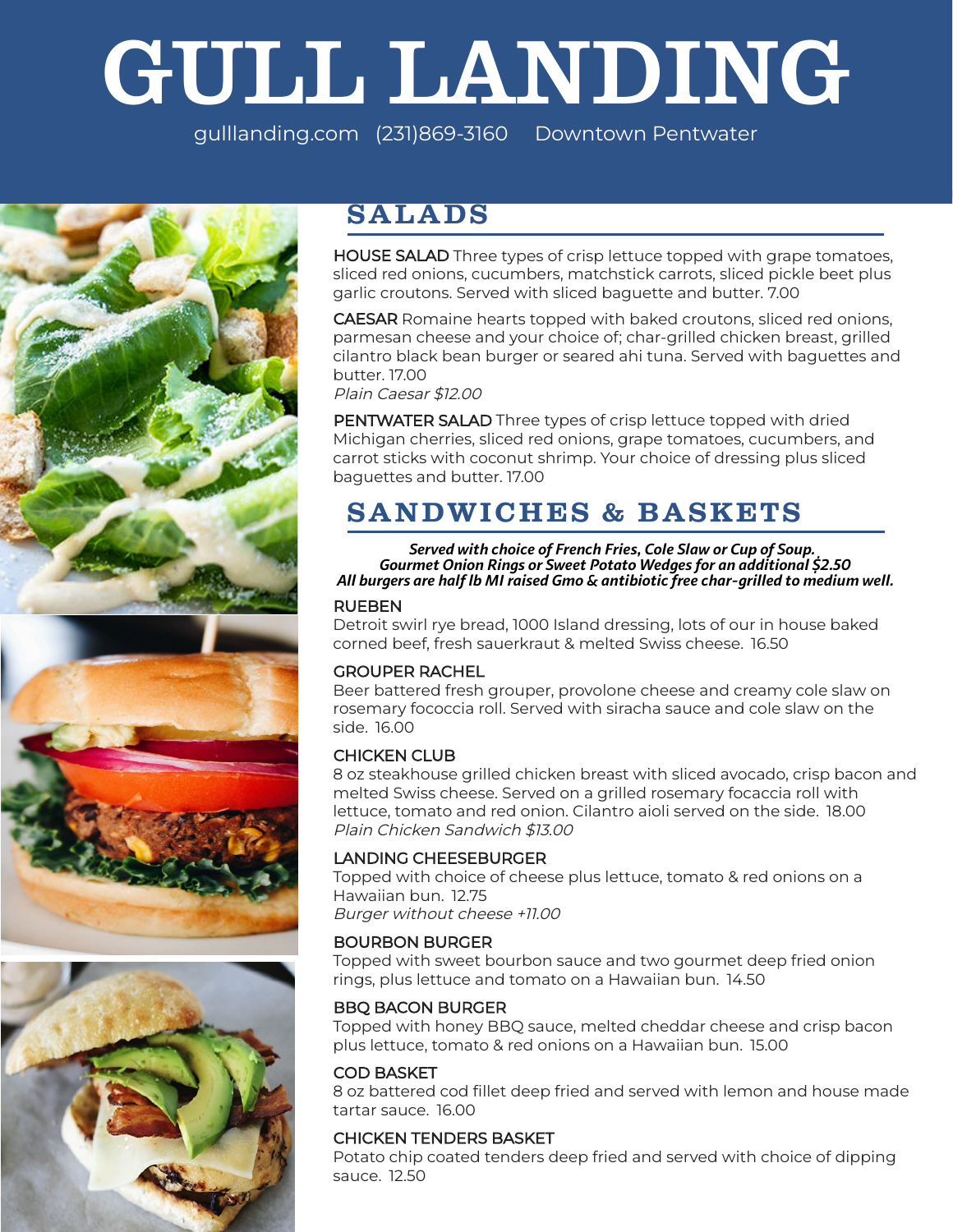# GULL LANDING

gulllanding.com (231)869-3160 Downtown Pentwater

## SALADS

**HOUSE SALAD** Three types of crisp lettuce topped with grape tomatoes, sliced red onions, cucumbers, matchstick carrots, sliced pickle beet plus garlic croutons. Served with sliced baguette and butter. 7.00

**CAESAR** Romaine hearts topped with baked croutons, sliced red onions, parmesan cheese and your choice of; char-grilled chicken breast, grilled cilantro black bean burger or seared ahi tuna. Served with baguettes and butter. 17.00

*Plain Caesar $12.00*

**PENTWATER SALAD** Three types of crisp lettuce topped with dried Michigan cherries, sliced red onions, grape tomatoes, cucumbers, and carrot sticks with coconut shrimp. Your choice of dressing plus sliced baguettes and butter. 17.00

## SANDWICHES & BASKETS

***Served with choice of French Fries, Cole Slaw or Cup of Soup.***
***Gourmet Onion Rings or Sweet Potato Wedges for an additional $2.50***
***All burgers are half lb MI raised Gmo & antibiotic free char-grilled to medium well.***

**RUEBEN**
Detroit swirl rye bread, 1000 Island dressing, lots of our in house baked corned beef, fresh sauerkraut & melted Swiss cheese. 16.50

**GROUPER RACHEL**
Beer battered fresh grouper, provolone cheese and creamy cole slaw on rosemary fococcia roll. Served with siracha sauce and cole slaw on the side. 16.00

**CHICKEN CLUB**
8 oz steakhouse grilled chicken breast with sliced avocado, crisp bacon and melted Swiss cheese. Served on a grilled rosemary focaccia roll with lettuce, tomato and red onion. Cilantro aioli served on the side. 18.00
*Plain Chicken Sandwich $13.00*

**LANDING CHEESEBURGER**
Topped with choice of cheese plus lettuce, tomato & red onions on a Hawaiian bun. 12.75
*Burger without cheese +11.00*

**BOURBON BURGER**
Topped with sweet bourbon sauce and two gourmet deep fried onion rings, plus lettuce and tomato on a Hawaiian bun. 14.50

**BBQ BACON BURGER**
Topped with honey BBQ sauce, melted cheddar cheese and crisp bacon plus lettuce, tomato & red onions on a Hawaiian bun. 15.00

**COD BASKET**
8 oz battered cod fillet deep fried and served with lemon and house made tartar sauce. 16.00

**CHICKEN TENDERS BASKET**
Potato chip coated tenders deep fried and served with choice of dipping sauce. 12.50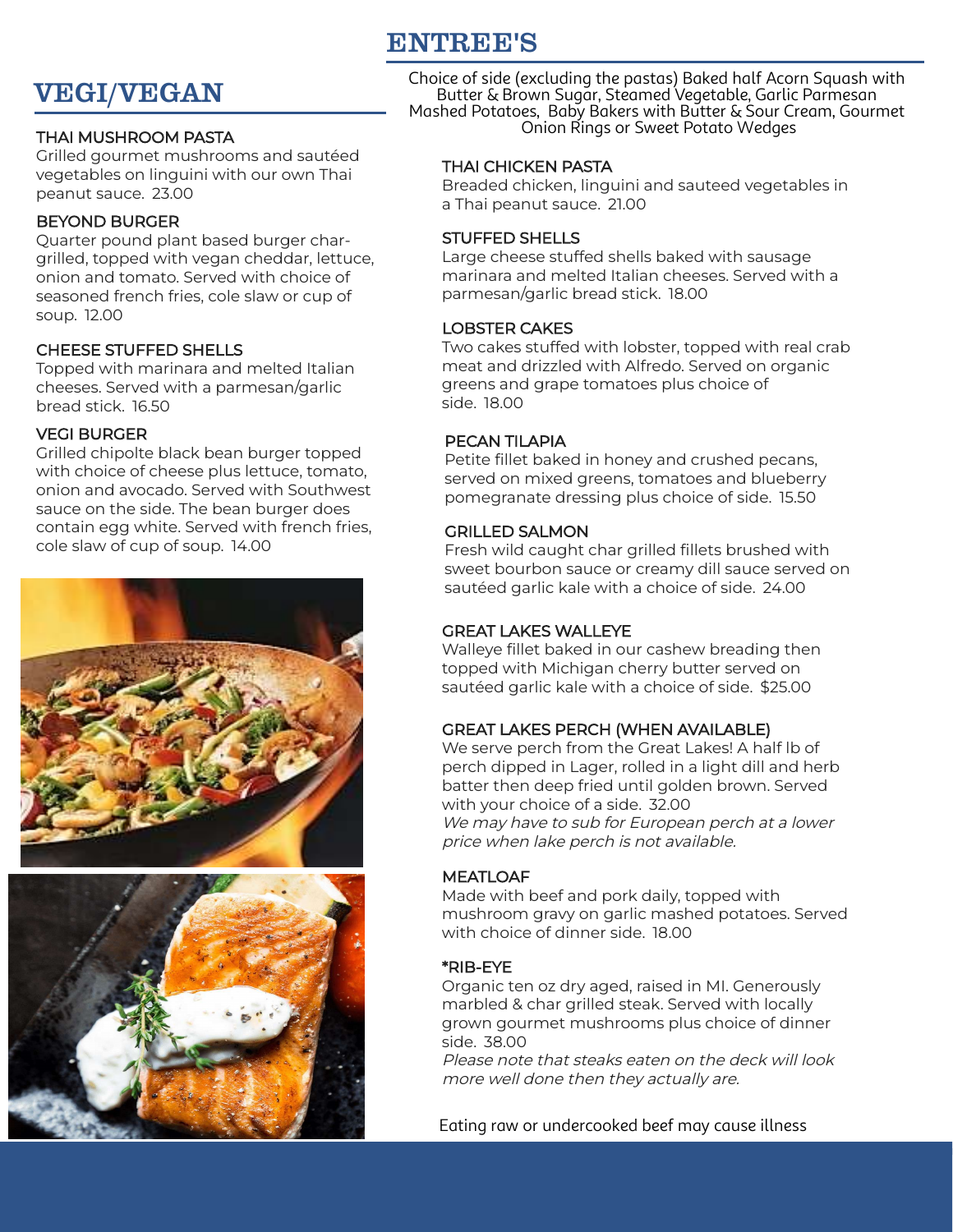## VEGI/VEGAN

### THAI MUSHROOM PASTA

Grilled gourmet mushrooms and sautéed vegetables on linguini with our own Thai peanut sauce. 23.00

### BEYOND BURGER

Quarter pound plant based burger char-grilled, topped with vegan cheddar, lettuce, onion and tomato. Served with choice of seasoned french fries, cole slaw or cup of soup. 12.00

### CHEESE STUFFED SHELLS

Topped with marinara and melted Italian cheeses. Served with a parmesan/garlic bread stick. 16.50

### VEGI BURGER

Grilled chipolte black bean burger topped with choice of cheese plus lettuce, tomato, onion and avocado. Served with Southwest sauce on the side. The bean burger does contain egg white. Served with french fries, cole slaw of cup of soup. 14.00

## ENTREE'S

Choice of side (excluding the pastas) Baked half Acorn Squash with Butter & Brown Sugar, Steamed Vegetable, Garlic Parmesan Mashed Potatoes, Baby Bakers with Butter & Sour Cream, Gourmet Onion Rings or Sweet Potato Wedges

### THAI CHICKEN PASTA

Breaded chicken, linguini and sauteed vegetables in a Thai peanut sauce. 21.00

### STUFFED SHELLS

Large cheese stuffed shells baked with sausage marinara and melted Italian cheeses. Served with a parmesan/garlic bread stick. 18.00

### LOBSTER CAKES

Two cakes stuffed with lobster, topped with real crab meat and drizzled with Alfredo. Served on organic greens and grape tomatoes plus choice of side. 18.00

### PECAN TILAPIA

Petite fillet baked in honey and crushed pecans, served on mixed greens, tomatoes and blueberry pomegranate dressing plus choice of side. 15.50

### GRILLED SALMON

Fresh wild caught char grilled fillets brushed with sweet bourbon sauce or creamy dill sauce served on sautéed garlic kale with a choice of side. 24.00

### GREAT LAKES WALLEYE

Walleye fillet baked in our cashew breading then topped with Michigan cherry butter served on sautéed garlic kale with a choice of side. $25.00

### GREAT LAKES PERCH (WHEN AVAILABLE)

We serve perch from the Great Lakes! A half lb of perch dipped in Lager, rolled in a light dill and herb batter then deep fried until golden brown. Served with your choice of a side. 32.00

*We may have to sub for European perch at a lower price when lake perch is not available.*

### MEATLOAF

Made with beef and pork daily, topped with mushroom gravy on garlic mashed potatoes. Served with choice of dinner side. 18.00

### *RIB-EYE

Organic ten oz dry aged, raised in MI. Generously marbled & char grilled steak. Served with locally grown gourmet mushrooms plus choice of dinner side. 38.00

*Please note that steaks eaten on the deck will look more well done then they actually are.*

Eating raw or undercooked beef may cause illness